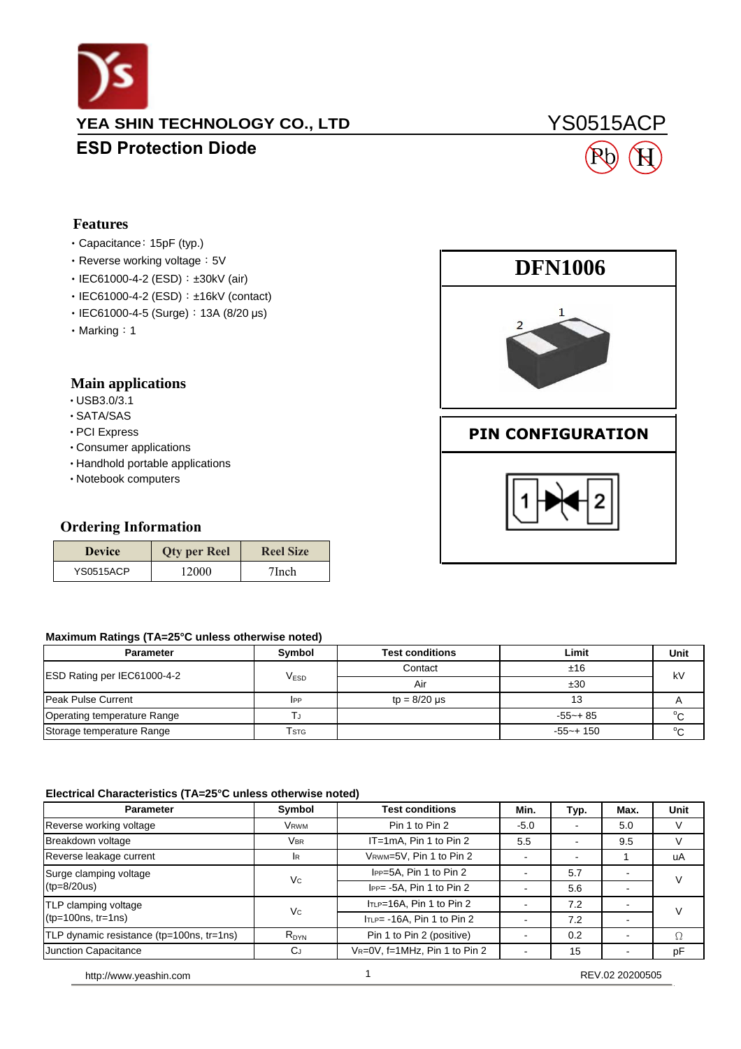YEA SHIN TECHNOLOGY CO., LTD

YS0515ACP

# ESD Protection Diode

## Features

- Capacitance：15pF (typ.)
- Reverse working voltage：5V
- IEC61000-4-2 (ESD)：±30kV (air)
- IEC61000-4-2 (ESD)：±16kV (contact)
- IEC61000-4-5 (Surge)：13A (8/20 μs)
- Marking：1

## Main applications

- USB3.0/3.1
- SATA/SAS
- PCI Express
- Consumer applications
- Handhold portable applications
- Notebook computers

## Ordering Information

| Device | Qty per Reel | Reel Size |
|---|---|---|
| YS0515ACP | 12000 | 7Inch |

**DFN1006**

**PIN CONFIGURATION**

### Maximum Ratings (TA=25°C unless otherwise noted)

| Parameter | Symbol | Test conditions | Limit | Unit |
|---|---|---|---|---|
| ESD Rating per IEC61000-4-2 | $V_{ESD}$ | Contact | ±16 | kV |
| | | Air | ±30 | |
| Peak Pulse Current | $I_{PP}$ | tp = 8/20 μs | 13 | A |
| Operating temperature Range | $T_J$ | | -55~+ 85 | °C |
| Storage temperature Range | $T_{STG}$ | | -55~+ 150 | °C |

### Electrical Characteristics (TA=25°C unless otherwise noted)

| Parameter | Symbol | Test conditions | Min. | Typ. | Max. | Unit |
|---|---|---|---|---|---|---|
| Reverse working voltage | $V_{RWM}$ | Pin 1 to Pin 2 | -5.0 | - | 5.0 | V |
| Breakdown voltage | $V_{BR}$ | IT=1mA, Pin 1 to Pin 2 | 5.5 | - | 9.5 | V |
| Reverse leakage current | $I_R$ | $V_{RWM}$=5V, Pin 1 to Pin 2 | - | - | 1 | uA |
| Surge clamping voltage (tp=8/20us) | $V_C$ | $I_{PP}$=5A, Pin 1 to Pin 2 | - | 5.7 | - | V |
| | | $I_{PP}$= -5A, Pin 1 to Pin 2 | - | 5.6 | - | |
| TLP clamping voltage (tp=100ns, tr=1ns) | $V_C$ | $I_{TLP}$=16A, Pin 1 to Pin 2 | - | 7.2 | - | V |
| | | $I_{TLP}$= -16A, Pin 1 to Pin 2 | - | 7.2 | - | |
| TLP dynamic resistance (tp=100ns, tr=1ns) | $R_{DYN}$ | Pin 1 to Pin 2 (positive) | - | 0.2 | - | Ω |
| Junction Capacitance | $C_J$ | $V_R$=0V, f=1MHz, Pin 1 to Pin 2 | - | 15 | - | pF |

http://www.yeashin.com REV.02 20200505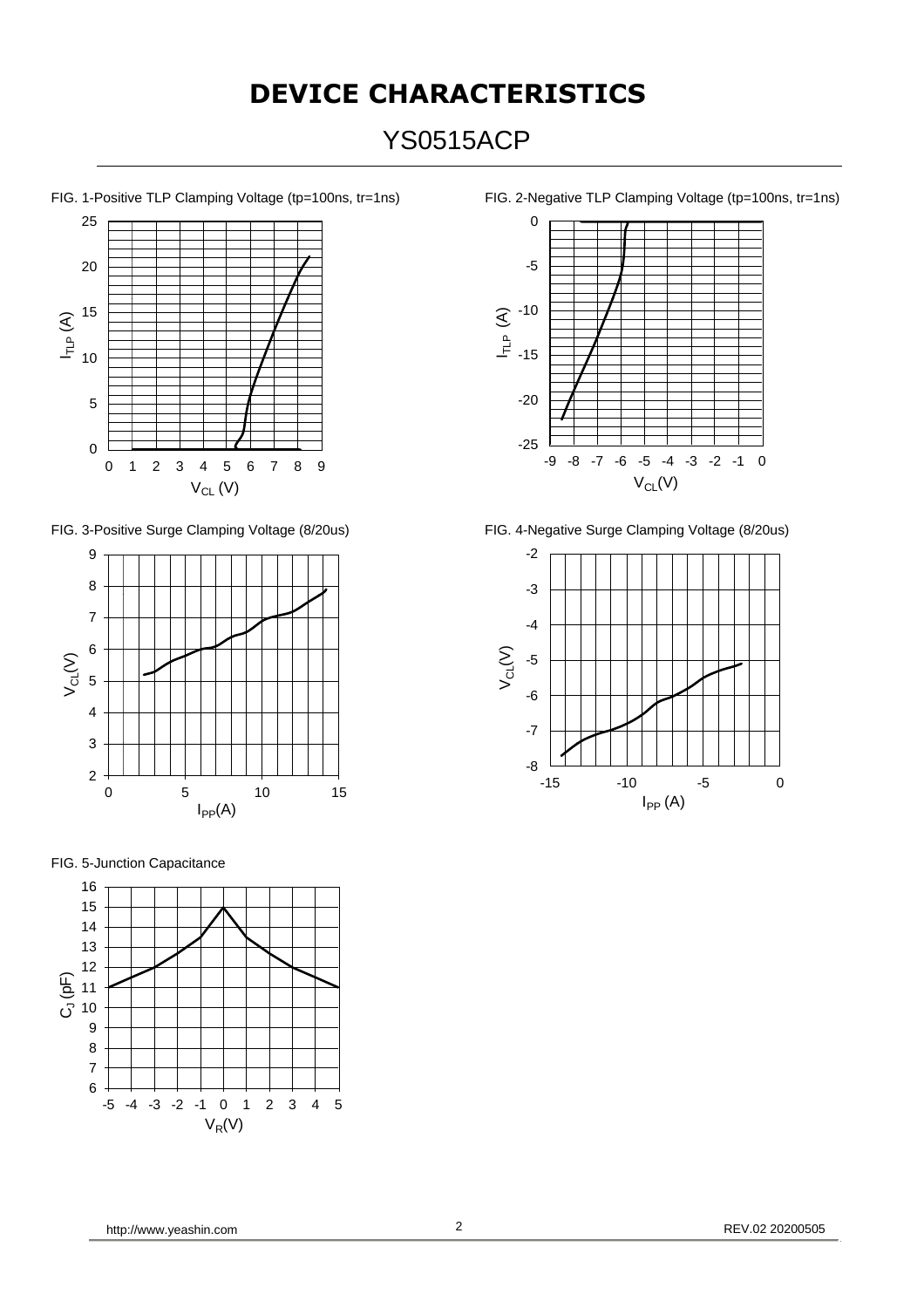# DEVICE CHARACTERISTICS

## YS0515ACP

FIG. 1-Positive TLP Clamping Voltage (tp=100ns, tr=1ns)

FIG. 2-Negative TLP Clamping Voltage (tp=100ns, tr=1ns)

FIG. 3-Positive Surge Clamping Voltage (8/20us)

FIG. 4-Negative Surge Clamping Voltage (8/20us)

FIG. 5-Junction Capacitance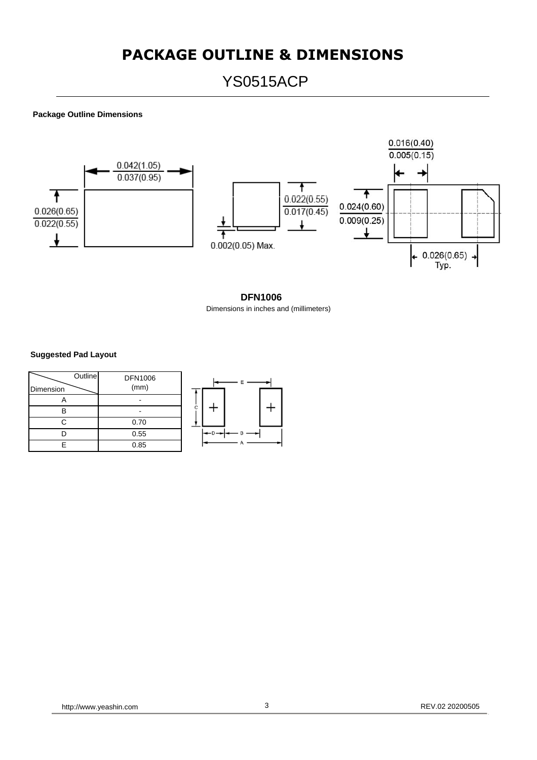# PACKAGE OUTLINE & DIMENSIONS

## YS0515ACP

### Package Outline Dimensions

0.042(1.05)
0.037(0.95)

0.026(0.65)
0.022(0.55)

0.022(0.55)
0.017(0.45)

0.002(0.05) Max.

0.016(0.40)
0.005(0.15)

0.024(0.60)
0.009(0.25)

0.026(0.65)
Typ.

**DFN1006**

Dimensions in inches and (millimeters)

### Suggested Pad Layout

| Dimension \ Outline | DFN1006 (mm) |
|---|---|
| A | - |
| B | - |
| C | 0.70 |
| D | 0.55 |
| E | 0.85 |

E
C
D
B
A